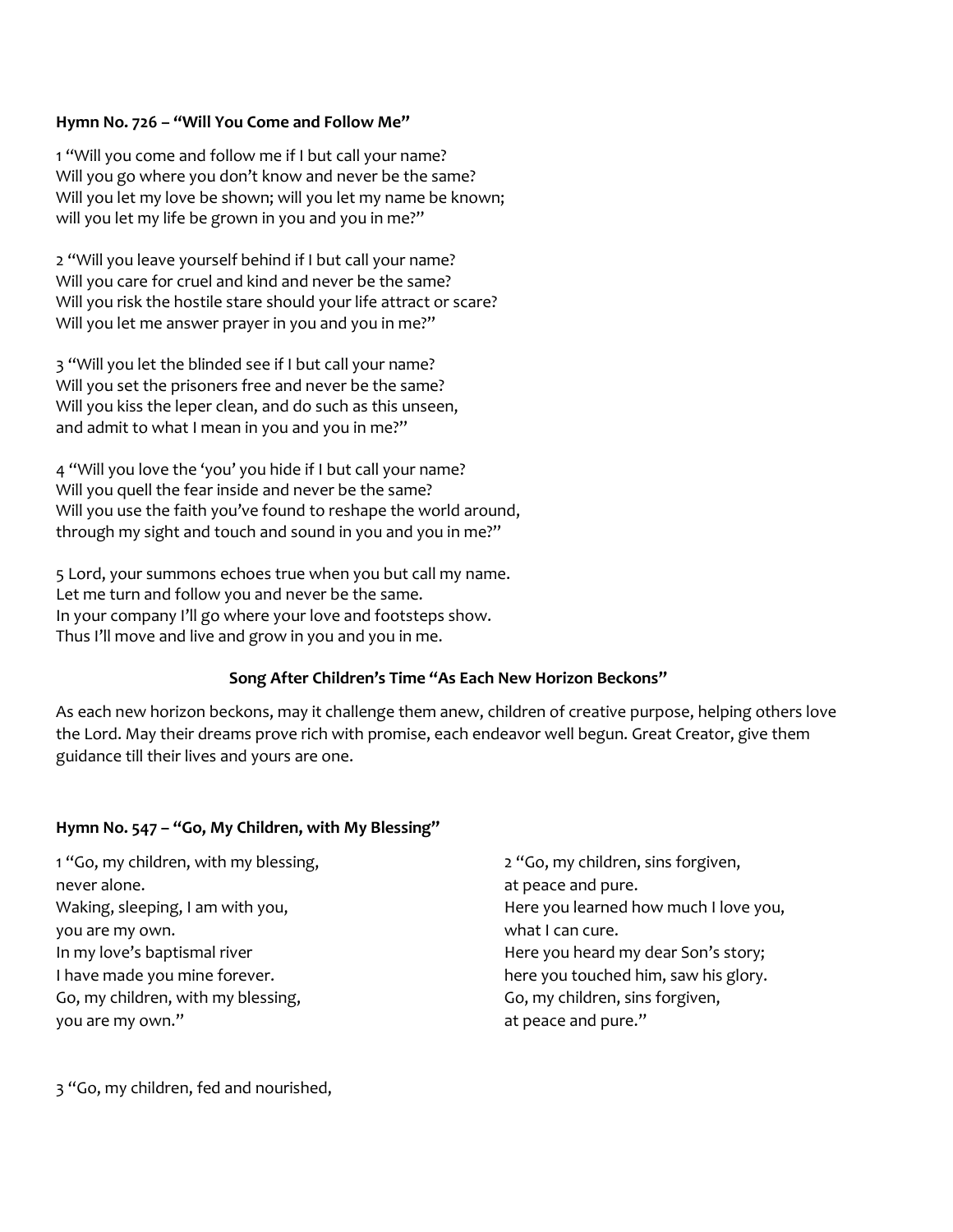**Hymn No. 726 – "Will You Come and Follow Me"**

1 "Will you come and follow me if I but call your name?
Will you go where you don't know and never be the same?
Will you let my love be shown; will you let my name be known;
will you let my life be grown in you and you in me?"

2 "Will you leave yourself behind if I but call your name?
Will you care for cruel and kind and never be the same?
Will you risk the hostile stare should your life attract or scare?
Will you let me answer prayer in you and you in me?"

3 "Will you let the blinded see if I but call your name?
Will you set the prisoners free and never be the same?
Will you kiss the leper clean, and do such as this unseen,
and admit to what I mean in you and you in me?"

4 "Will you love the 'you' you hide if I but call your name?
Will you quell the fear inside and never be the same?
Will you use the faith you've found to reshape the world around,
through my sight and touch and sound in you and you in me?"

5 Lord, your summons echoes true when you but call my name.
Let me turn and follow you and never be the same.
In your company I'll go where your love and footsteps show.
Thus I'll move and live and grow in you and you in me.

**Song After Children's Time "As Each New Horizon Beckons"**

As each new horizon beckons, may it challenge them anew, children of creative purpose, helping others love the Lord. May their dreams prove rich with promise, each endeavor well begun. Great Creator, give them guidance till their lives and yours are one.

**Hymn No. 547 – "Go, My Children, with My Blessing"**

1 "Go, my children, with my blessing,
never alone.
Waking, sleeping, I am with you,
you are my own.
In my love's baptismal river
I have made you mine forever.
Go, my children, with my blessing,
you are my own."

2 "Go, my children, sins forgiven,
at peace and pure.
Here you learned how much I love you,
what I can cure.
Here you heard my dear Son's story;
here you touched him, saw his glory.
Go, my children, sins forgiven,
at peace and pure."

3 "Go, my children, fed and nourished,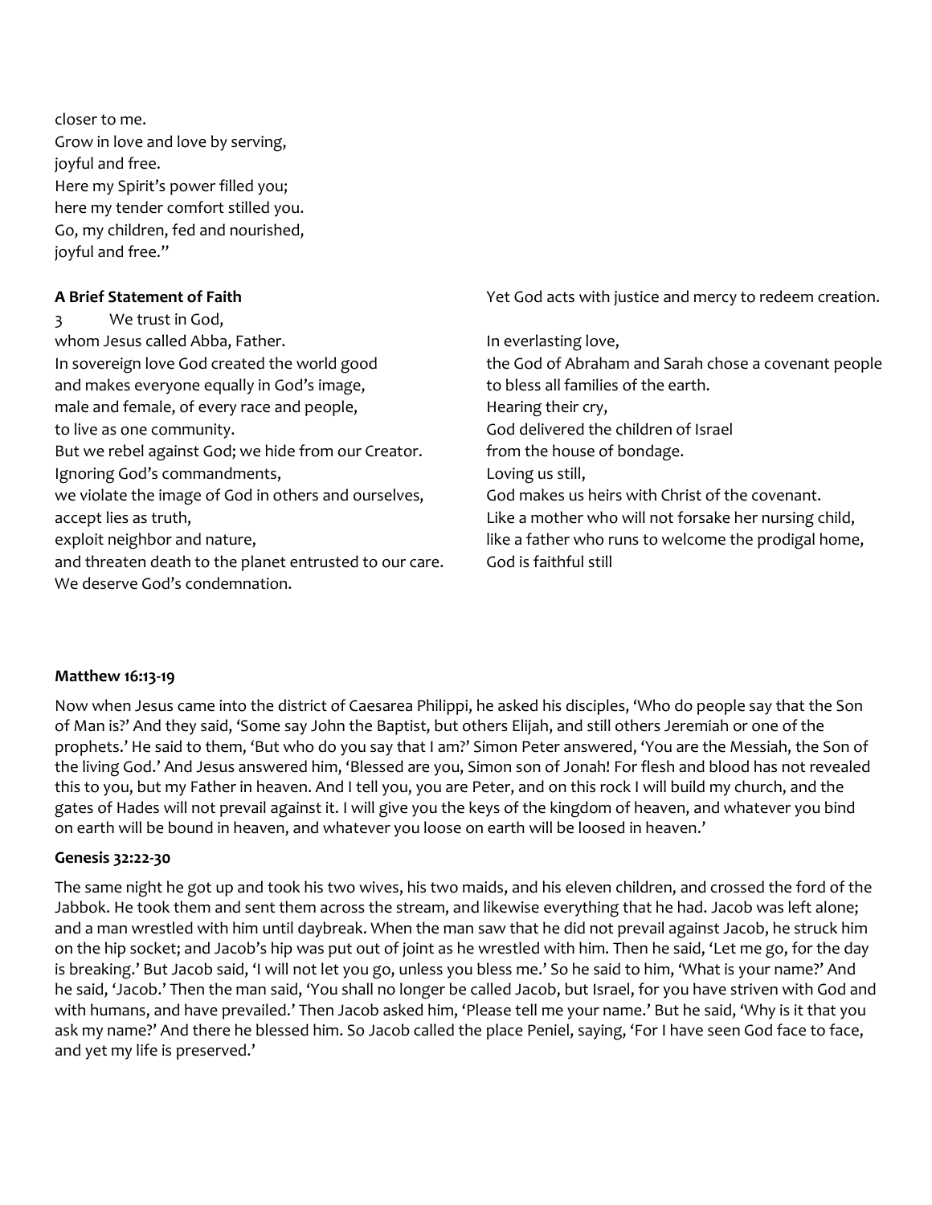closer to me.
Grow in love and love by serving,
joyful and free.
Here my Spirit's power filled you;
here my tender comfort stilled you.
Go, my children, fed and nourished,
joyful and free."

**A Brief Statement of Faith**

3 We trust in God,
whom Jesus called Abba, Father.
In sovereign love God created the world good
and makes everyone equally in God's image,
male and female, of every race and people,
to live as one community.
But we rebel against God; we hide from our Creator.
Ignoring God's commandments,
we violate the image of God in others and ourselves,
accept lies as truth,
exploit neighbor and nature,
and threaten death to the planet entrusted to our care.
We deserve God's condemnation.
Yet God acts with justice and mercy to redeem creation.

In everlasting love,
the God of Abraham and Sarah chose a covenant people
to bless all families of the earth.
Hearing their cry,
God delivered the children of Israel
from the house of bondage.
Loving us still,
God makes us heirs with Christ of the covenant.
Like a mother who will not forsake her nursing child,
like a father who runs to welcome the prodigal home,
God is faithful still

**Matthew 16:13-19**

Now when Jesus came into the district of Caesarea Philippi, he asked his disciples, 'Who do people say that the Son of Man is?' And they said, 'Some say John the Baptist, but others Elijah, and still others Jeremiah or one of the prophets.' He said to them, 'But who do you say that I am?' Simon Peter answered, 'You are the Messiah, the Son of the living God.' And Jesus answered him, 'Blessed are you, Simon son of Jonah! For flesh and blood has not revealed this to you, but my Father in heaven. And I tell you, you are Peter, and on this rock I will build my church, and the gates of Hades will not prevail against it. I will give you the keys of the kingdom of heaven, and whatever you bind on earth will be bound in heaven, and whatever you loose on earth will be loosed in heaven.'

**Genesis 32:22-30**

The same night he got up and took his two wives, his two maids, and his eleven children, and crossed the ford of the Jabbok. He took them and sent them across the stream, and likewise everything that he had. Jacob was left alone; and a man wrestled with him until daybreak. When the man saw that he did not prevail against Jacob, he struck him on the hip socket; and Jacob's hip was put out of joint as he wrestled with him. Then he said, 'Let me go, for the day is breaking.' But Jacob said, 'I will not let you go, unless you bless me.' So he said to him, 'What is your name?' And he said, 'Jacob.' Then the man said, 'You shall no longer be called Jacob, but Israel, for you have striven with God and with humans, and have prevailed.' Then Jacob asked him, 'Please tell me your name.' But he said, 'Why is it that you ask my name?' And there he blessed him. So Jacob called the place Peniel, saying, 'For I have seen God face to face, and yet my life is preserved.'